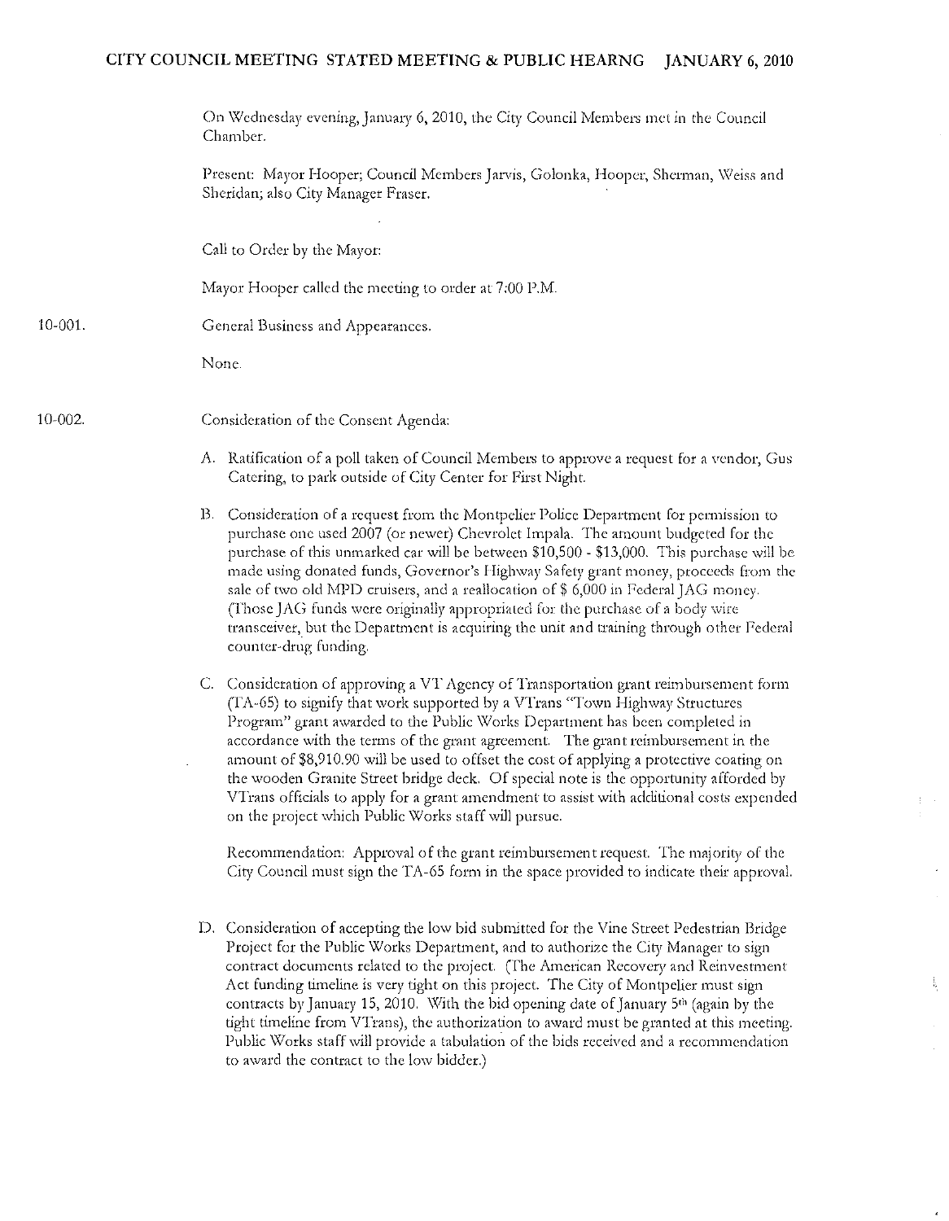# CITY COUNCIL MEETING STATED MEETING & PUBLIC HEARNG JANUARY 6, 2010

On Wednesday evening, January 6, 2010, the City Council Members met in the Council Chamber.

Present: Mayor Hooper; Council Members Jarvis, Golonka, Hooper, Sherman, Weiss and Sheridan; also City Manager Fraser.

Call to Order by the Mayor:

Mayor Hooper called the meeting to order at 7:00 P.M.

10-001. General Business and Appearances.

None.

10-002. Consideration of the Consent Agenda:

A. Ratification of a poll taken of Council Members to approve a request for a vendor, Gus Catering, to park outside of City Center for First Night.

B. Consideration of a request from the Montpelier Police Department for permission to purchase one used 2007 (or newer) Chevrolet Impala. The amount budgeted for the purchase of this unmarked car will be between $10,500 - $13,000. This purchase will be made using donated funds, Governor's Highway Safety grant money, proceeds from the sale of two old MPD cruisers, and a reallocation of $ 6,000 in Federal JAG money. (Those JAG funds were originally appropriated for the purchase of a body wire transceiver, but the Department is acquiring the unit and training through other Federal counter-drug funding.

C. Consideration of approving a VT Agency of Transportation grant reimbursement form (TA-65) to signify that work supported by a VTrans "Town Highway Structures Program" grant awarded to the Public Works Department has been completed in accordance with the terms of the grant agreement. The grant reimbursement in the amount of $8,910.90 will be used to offset the cost of applying a protective coating on the wooden Granite Street bridge deck. Of special note is the opportunity afforded by VTrans officials to apply for a grant amendment to assist with additional costs expended on the project which Public Works staff will pursue.

Recommendation: Approval of the grant reimbursement request. The majority of the City Council must sign the TA-65 form in the space provided to indicate their approval.

D. Consideration of accepting the low bid submitted for the Vine Street Pedestrian Bridge Project for the Public Works Department, and to authorize the City Manager to sign contract documents related to the project. (The American Recovery and Reinvestment Act funding timeline is very tight on this project. The City of Montpelier must sign contracts by January 15, 2010. With the bid opening date of January 5th (again by the tight timeline from VTrans), the authorization to award must be granted at this meeting. Public Works staff will provide a tabulation of the bids received and a recommendation to award the contract to the low bidder.)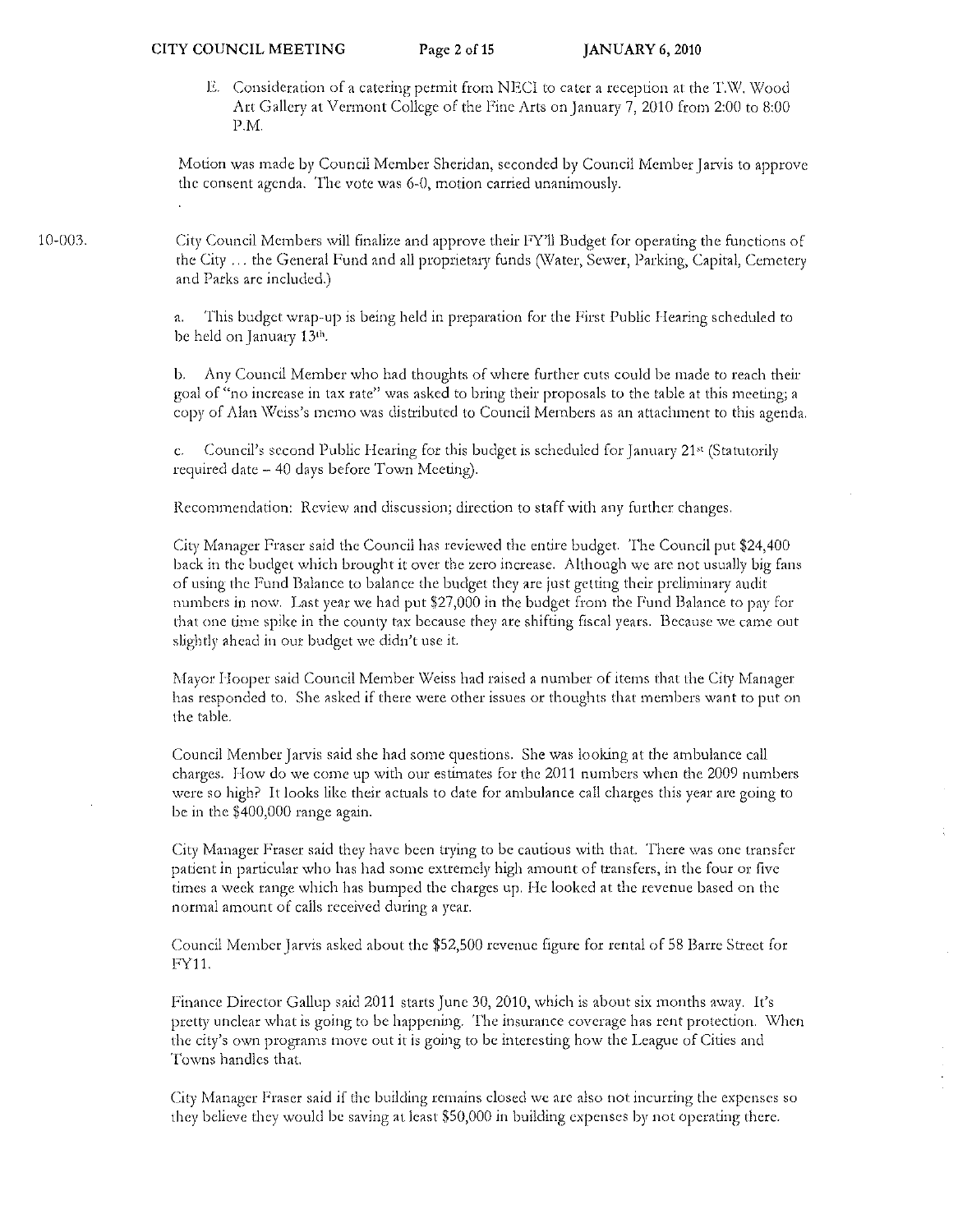E. Consideration of a catering permit from NECI to cater a reception at the T.W. Wood Art Gallery at Vermont College of the Fine Arts on January 7, 2010 from 2:00 to 8:00 P.M.

Motion was made by Council Member Sheridan, seconded by Council Member Jarvis to approve the consent agenda. The vote was 6-0, motion carried unanimously.

10-003. City Council Members will finalize and approve their FY'll Budget for operating the functions of the City … the General Fund and all proprietary funds (Water, Sewer, Parking, Capital, Cemetery and Parks are included.)

a. This budget wrap-up is being held in preparation for the First Public Hearing scheduled to be held on January 13th.

b. Any Council Member who had thoughts of where further cuts could be made to reach their goal of "no increase in tax rate" was asked to bring their proposals to the table at this meeting; a copy of Alan Weiss's memo was distributed to Council Members as an attachment to this agenda.

c. Council's second Public Hearing for this budget is scheduled for January 21st (Statutorily required date – 40 days before Town Meeting).

Recommendation: Review and discussion; direction to staff with any further changes.

City Manager Fraser said the Council has reviewed the entire budget. The Council put $24,400 back in the budget which brought it over the zero increase. Although we are not usually big fans of using the Fund Balance to balance the budget they are just getting their preliminary audit numbers in now. Last year we had put $27,000 in the budget from the Fund Balance to pay for that one time spike in the county tax because they are shifting fiscal years. Because we came out slightly ahead in our budget we didn't use it.

Mayor Hooper said Council Member Weiss had raised a number of items that the City Manager has responded to. She asked if there were other issues or thoughts that members want to put on the table.

Council Member Jarvis said she had some questions. She was looking at the ambulance call charges. How do we come up with our estimates for the 2011 numbers when the 2009 numbers were so high? It looks like their actuals to date for ambulance call charges this year are going to be in the $400,000 range again.

City Manager Fraser said they have been trying to be cautious with that. There was one transfer patient in particular who has had some extremely high amount of transfers, in the four or five times a week range which has bumped the charges up. He looked at the revenue based on the normal amount of calls received during a year.

Council Member Jarvis asked about the $52,500 revenue figure for rental of 58 Barre Street for FY11.

Finance Director Gallup said 2011 starts June 30, 2010, which is about six months away. It's pretty unclear what is going to be happening. The insurance coverage has rent protection. When the city's own programs move out it is going to be interesting how the League of Cities and Towns handles that.

City Manager Fraser said if the building remains closed we are also not incurring the expenses so they believe they would be saving at least $50,000 in building expenses by not operating there.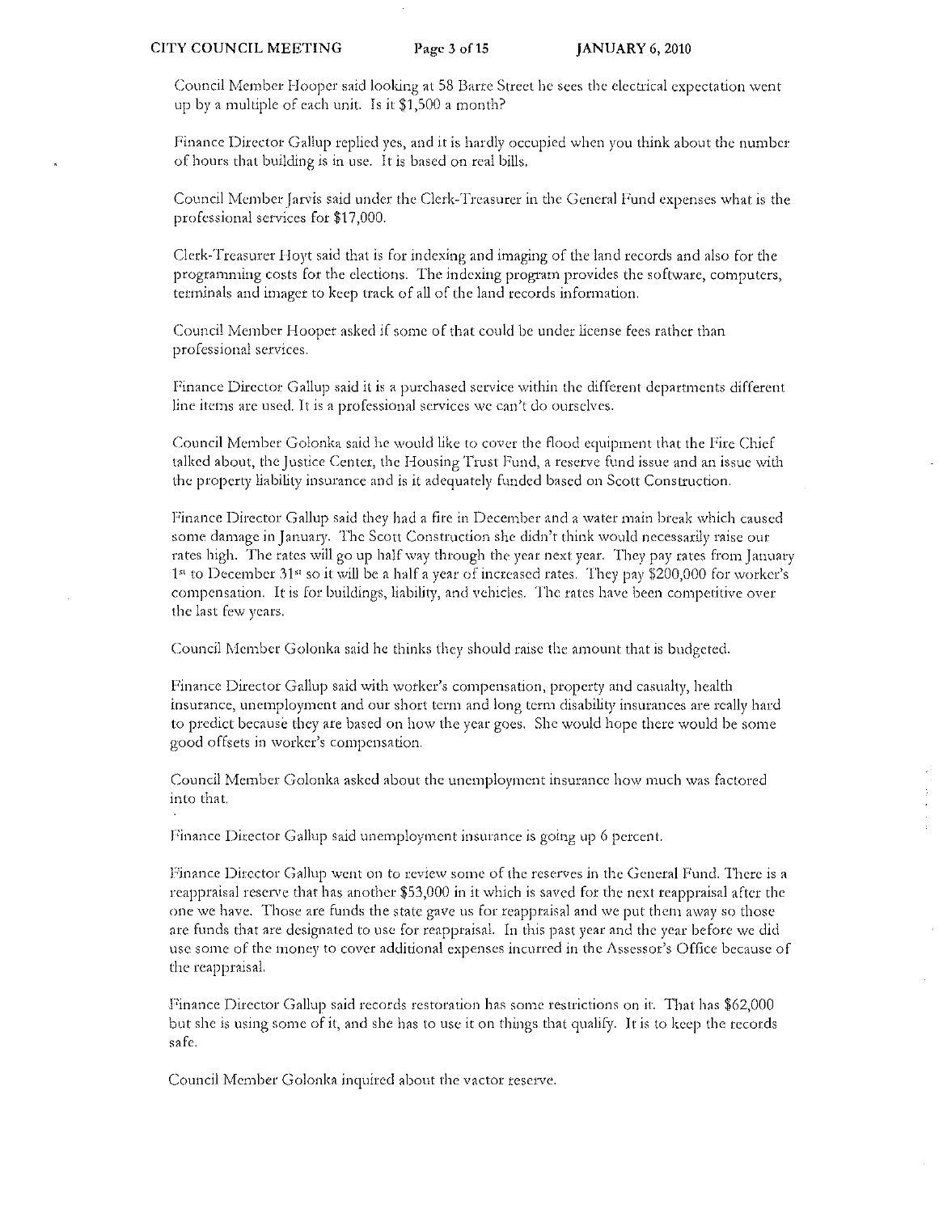Council Member Hooper said looking at 58 Barre Street he sees the electrical expectation went up by a multiple of each unit. Is it $1,500 a month?

Finance Director Gallup replied yes, and it is hardly occupied when you think about the number of hours that building is in use. It is based on real bills.

Council Member Jarvis said under the Clerk-Treasurer in the General Fund expenses what is the professional services for $17,000.

Clerk-Treasurer Hoyt said that is for indexing and imaging of the land records and also for the programming costs for the elections. The indexing program provides the software, computers, terminals and imager to keep track of all of the land records information.

Council Member Hooper asked if some of that could be under license fees rather than professional services.

Finance Director Gallup said it is a purchased service within the different departments different line items are used. It is a professional services we can't do ourselves.

Council Member Golonka said he would like to cover the flood equipment that the Fire Chief talked about, the Justice Center, the Housing Trust Fund, a reserve fund issue and an issue with the property liability insurance and is it adequately funded based on Scott Construction.

Finance Director Gallup said they had a fire in December and a water main break which caused some damage in January. The Scott Construction she didn't think would necessarily raise our rates high. The rates will go up half way through the year next year. They pay rates from January 1st to December 31st so it will be a half a year of increased rates. They pay $200,000 for worker's compensation. It is for buildings, liability, and vehicles. The rates have been competitive over the last few years.

Council Member Golonka said he thinks they should raise the amount that is budgeted.

Finance Director Gallup said with worker's compensation, property and casualty, health insurance, unemployment and our short term and long term disability insurances are really hard to predict because they are based on how the year goes. She would hope there would be some good offsets in worker's compensation.

Council Member Golonka asked about the unemployment insurance how much was factored into that.

Finance Director Gallup said unemployment insurance is going up 6 percent.

Finance Director Gallup went on to review some of the reserves in the General Fund. There is a reappraisal reserve that has another $53,000 in it which is saved for the next reappraisal after the one we have. Those are funds the state gave us for reappraisal and we put them away so those are funds that are designated to use for reappraisal. In this past year and the year before we did use some of the money to cover additional expenses incurred in the Assessor's Office because of the reappraisal.

Finance Director Gallup said records restoration has some restrictions on it. That has $62,000 but she is using some of it, and she has to use it on things that qualify. It is to keep the records safe.

Council Member Golonka inquired about the vactor reserve.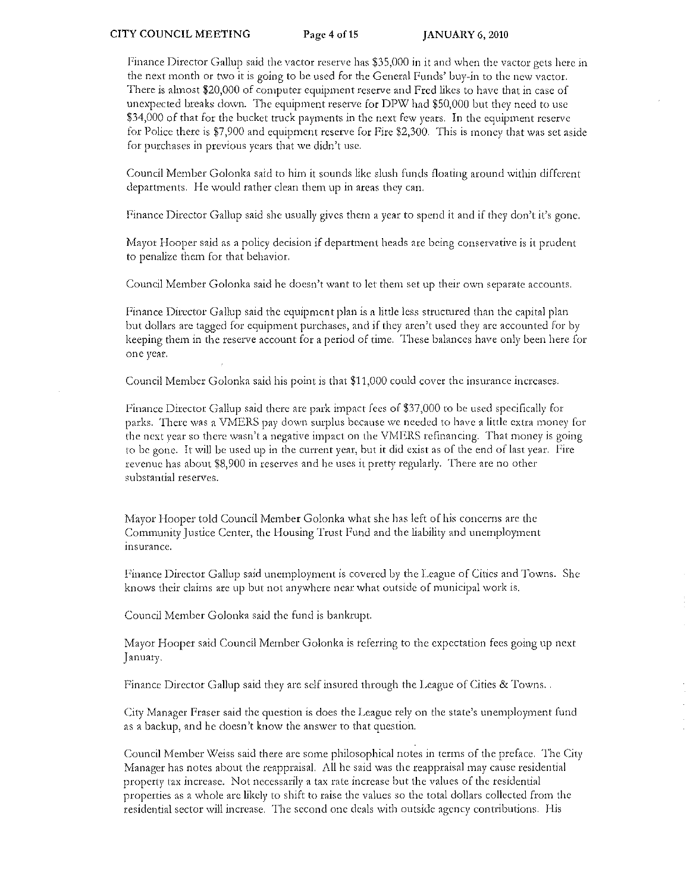Finance Director Gallup said the vactor reserve has $35,000 in it and when the vactor gets here in the next month or two it is going to be used for the General Funds' buy-in to the new vactor. There is almost $20,000 of computer equipment reserve and Fred likes to have that in case of unexpected breaks down. The equipment reserve for DPW had $50,000 but they need to use $34,000 of that for the bucket truck payments in the next few years. In the equipment reserve for Police there is $7,900 and equipment reserve for Fire $2,300. This is money that was set aside for purchases in previous years that we didn't use.

Council Member Golonka said to him it sounds like slush funds floating around within different departments. He would rather clean them up in areas they can.

Finance Director Gallup said she usually gives them a year to spend it and if they don't it's gone.

Mayor Hooper said as a policy decision if department heads are being conservative is it prudent to penalize them for that behavior.

Council Member Golonka said he doesn't want to let them set up their own separate accounts.

Finance Director Gallup said the equipment plan is a little less structured than the capital plan but dollars are tagged for equipment purchases, and if they aren't used they are accounted for by keeping them in the reserve account for a period of time. These balances have only been here for one year.

Council Member Golonka said his point is that $11,000 could cover the insurance increases.

Finance Director Gallup said there are park impact fees of $37,000 to be used specifically for parks. There was a VMERS pay down surplus because we needed to have a little extra money for the next year so there wasn't a negative impact on the VMERS refinancing. That money is going to be gone. It will be used up in the current year, but it did exist as of the end of last year. Fire revenue has about $8,900 in reserves and he uses it pretty regularly. There are no other substantial reserves.

Mayor Hooper told Council Member Golonka what she has left of his concerns are the Community Justice Center, the Housing Trust Fund and the liability and unemployment insurance.

Finance Director Gallup said unemployment is covered by the League of Cities and Towns. She knows their claims are up but not anywhere near what outside of municipal work is.

Council Member Golonka said the fund is bankrupt.

Mayor Hooper said Council Member Golonka is referring to the expectation fees going up next January.

Finance Director Gallup said they are self insured through the League of Cities & Towns. .

City Manager Fraser said the question is does the League rely on the state's unemployment fund as a backup, and he doesn't know the answer to that question.

Council Member Weiss said there are some philosophical notes in terms of the preface. The City Manager has notes about the reappraisal. All he said was the reappraisal may cause residential property tax increase. Not necessarily a tax rate increase but the values of the residential properties as a whole are likely to shift to raise the values so the total dollars collected from the residential sector will increase. The second one deals with outside agency contributions. His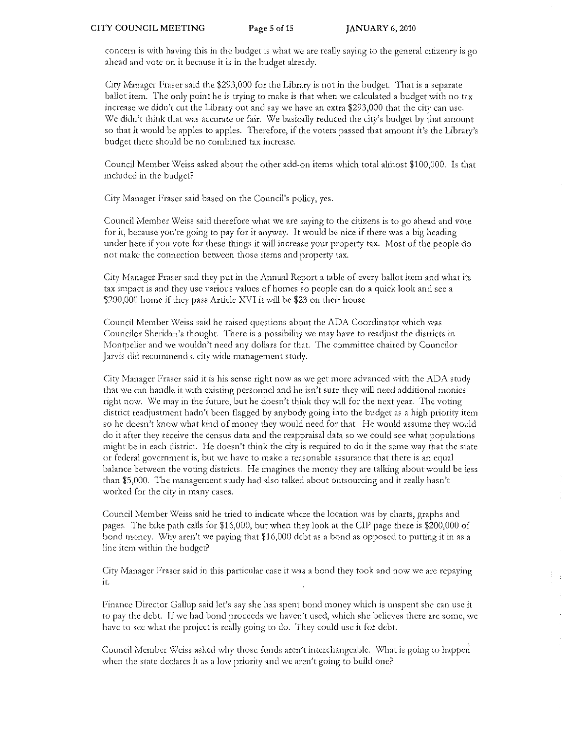concern is with having this in the budget is what we are really saying to the general citizenry is go ahead and vote on it because it is in the budget already.

City Manager Fraser said the $293,000 for the Library is not in the budget. That is a separate ballot item. The only point he is trying to make is that when we calculated a budget with no tax increase we didn't cut the Library out and say we have an extra $293,000 that the city can use. We didn't think that was accurate or fair. We basically reduced the city's budget by that amount so that it would be apples to apples. Therefore, if the voters passed that amount it's the Library's budget there should be no combined tax increase.

Council Member Weiss asked about the other add-on items which total almost $100,000. Is that included in the budget?

City Manager Fraser said based on the Council's policy, yes.

Council Member Weiss said therefore what we are saying to the citizens is to go ahead and vote for it, because you're going to pay for it anyway. It would be nice if there was a big heading under here if you vote for these things it will increase your property tax. Most of the people do not make the connection between those items and property tax.

City Manager Fraser said they put in the Annual Report a table of every ballot item and what its tax impact is and they use various values of homes so people can do a quick look and see a $200,000 home if they pass Article XVI it will be $23 on their house.

Council Member Weiss said he raised questions about the ADA Coordinator which was Councilor Sheridan's thought. There is a possibility we may have to readjust the districts in Montpelier and we wouldn't need any dollars for that. The committee chaired by Councilor Jarvis did recommend a city wide management study.

City Manager Fraser said it is his sense right now as we get more advanced with the ADA study that we can handle it with existing personnel and he isn't sure they will need additional monies right now. We may in the future, but he doesn't think they will for the next year. The voting district readjustment hadn't been flagged by anybody going into the budget as a high priority item so he doesn't know what kind of money they would need for that. He would assume they would do it after they receive the census data and the reappraisal data so we could see what populations might be in each district. He doesn't think the city is required to do it the same way that the state or federal government is, but we have to make a reasonable assurance that there is an equal balance between the voting districts. He imagines the money they are talking about would be less than $5,000. The management study had also talked about outsourcing and it really hasn't worked for the city in many cases.

Council Member Weiss said he tried to indicate where the location was by charts, graphs and pages. The bike path calls for $16,000, but when they look at the CIP page there is $200,000 of bond money. Why aren't we paying that $16,000 debt as a bond as opposed to putting it in as a line item within the budget?

City Manager Fraser said in this particular case it was a bond they took and now we are repaying it.

Finance Director Gallup said let's say she has spent bond money which is unspent she can use it to pay the debt. If we had bond proceeds we haven't used, which she believes there are some, we have to see what the project is really going to do. They could use it for debt.

Council Member Weiss asked why those funds aren't interchangeable. What is going to happen when the state declares it as a low priority and we aren't going to build one?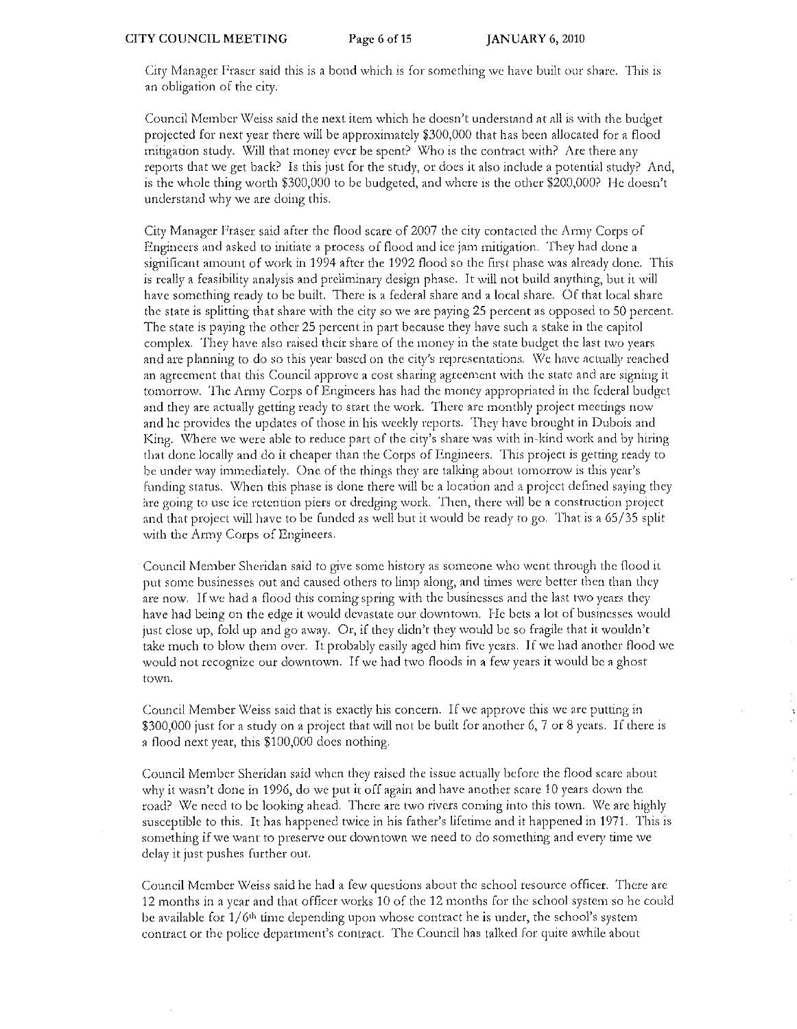City Manager Fraser said this is a bond which is for something we have built our share. This is an obligation of the city.

Council Member Weiss said the next item which he doesn't understand at all is with the budget projected for next year there will be approximately $300,000 that has been allocated for a flood mitigation study. Will that money ever be spent? Who is the contract with? Are there any reports that we get back? Is this just for the study, or does it also include a potential study? And, is the whole thing worth $300,000 to be budgeted, and where is the other $200,000? He doesn't understand why we are doing this.

City Manager Fraser said after the flood scare of 2007 the city contacted the Army Corps of Engineers and asked to initiate a process of flood and ice jam mitigation. They had done a significant amount of work in 1994 after the 1992 flood so the first phase was already done. This is really a feasibility analysis and preliminary design phase. It will not build anything, but it will have something ready to be built. There is a federal share and a local share. Of that local share the state is splitting that share with the city so we are paying 25 percent as opposed to 50 percent. The state is paying the other 25 percent in part because they have such a stake in the capitol complex. They have also raised their share of the money in the state budget the last two years and are planning to do so this year based on the city's representations. We have actually reached an agreement that this Council approve a cost sharing agreement with the state and are signing it tomorrow. The Army Corps of Engineers has had the money appropriated in the federal budget and they are actually getting ready to start the work. There are monthly project meetings now and he provides the updates of those in his weekly reports. They have brought in Dubois and King. Where we were able to reduce part of the city's share was with in-kind work and by hiring that done locally and do it cheaper than the Corps of Engineers. This project is getting ready to be under way immediately. One of the things they are talking about tomorrow is this year's funding status. When this phase is done there will be a location and a project defined saying they are going to use ice retention piers or dredging work. Then, there will be a construction project and that project will have to be funded as well but it would be ready to go. That is a 65/35 split with the Army Corps of Engineers.

Council Member Sheridan said to give some history as someone who went through the flood it put some businesses out and caused others to limp along, and times were better then than they are now. If we had a flood this coming spring with the businesses and the last two years they have had being on the edge it would devastate our downtown. He bets a lot of businesses would just close up, fold up and go away. Or, if they didn't they would be so fragile that it wouldn't take much to blow them over. It probably easily aged him five years. If we had another flood we would not recognize our downtown. If we had two floods in a few years it would be a ghost town.

Council Member Weiss said that is exactly his concern. If we approve this we are putting in $300,000 just for a study on a project that will not be built for another 6, 7 or 8 years. If there is a flood next year, this $100,000 does nothing.

Council Member Sheridan said when they raised the issue actually before the flood scare about why it wasn't done in 1996, do we put it off again and have another scare 10 years down the road? We need to be looking ahead. There are two rivers coming into this town. We are highly susceptible to this. It has happened twice in his father's lifetime and it happened in 1971. This is something if we want to preserve our downtown we need to do something and every time we delay it just pushes further out.

Council Member Weiss said he had a few questions about the school resource officer. There are 12 months in a year and that officer works 10 of the 12 months for the school system so he could be available for 1/6th time depending upon whose contract he is under, the school's system contract or the police department's contract. The Council has talked for quite awhile about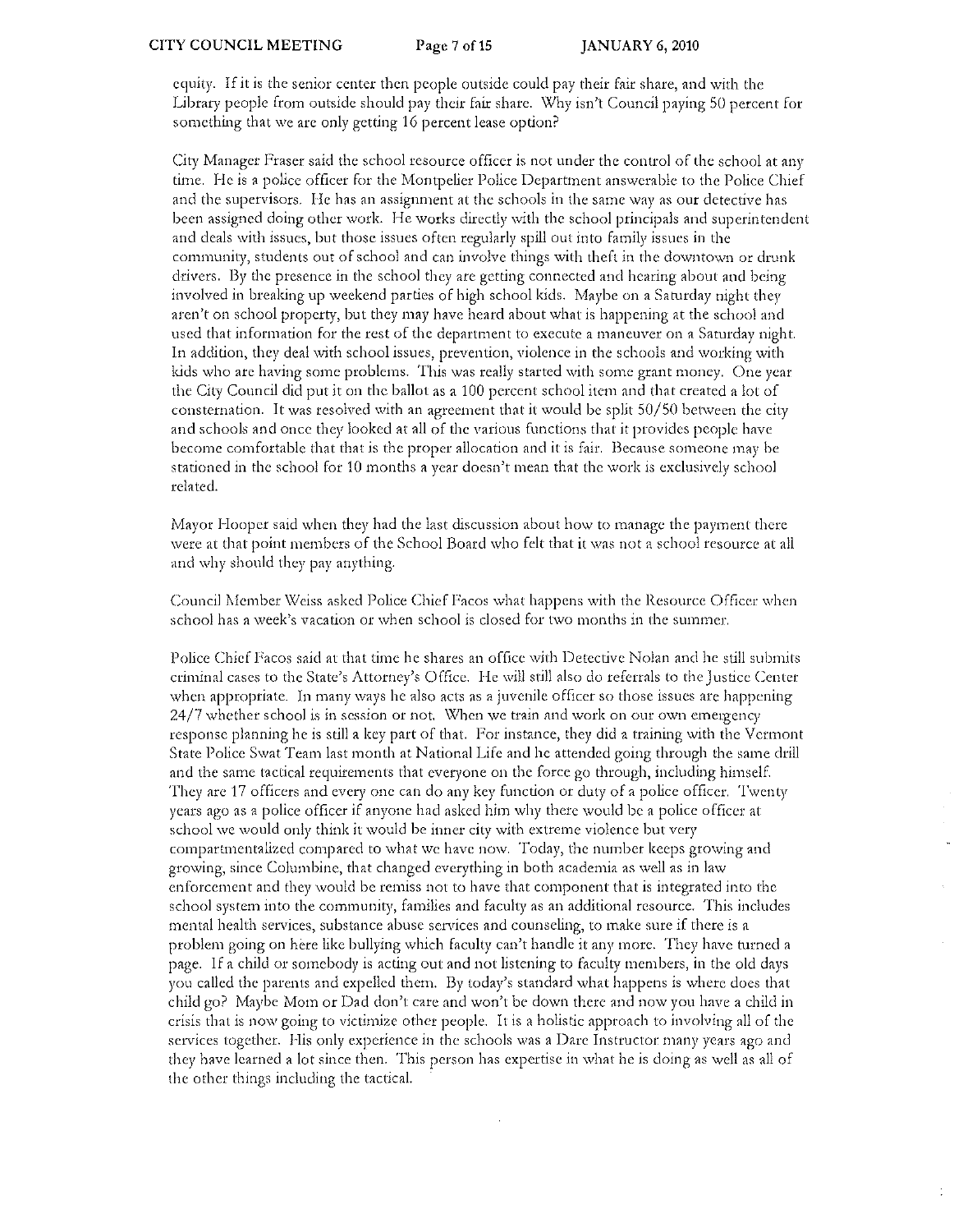equity. If it is the senior center then people outside could pay their fair share, and with the Library people from outside should pay their fair share. Why isn't Council paying 50 percent for something that we are only getting 16 percent lease option?

City Manager Fraser said the school resource officer is not under the control of the school at any time. He is a police officer for the Montpelier Police Department answerable to the Police Chief and the supervisors. He has an assignment at the schools in the same way as our detective has been assigned doing other work. He works directly with the school principals and superintendent and deals with issues, but those issues often regularly spill out into family issues in the community, students out of school and can involve things with theft in the downtown or drunk drivers. By the presence in the school they are getting connected and hearing about and being involved in breaking up weekend parties of high school kids. Maybe on a Saturday night they aren't on school property, but they may have heard about what is happening at the school and used that information for the rest of the department to execute a maneuver on a Saturday night. In addition, they deal with school issues, prevention, violence in the schools and working with kids who are having some problems. This was really started with some grant money. One year the City Council did put it on the ballot as a 100 percent school item and that created a lot of consternation. It was resolved with an agreement that it would be split 50/50 between the city and schools and once they looked at all of the various functions that it provides people have become comfortable that that is the proper allocation and it is fair. Because someone may be stationed in the school for 10 months a year doesn't mean that the work is exclusively school related.

Mayor Hooper said when they had the last discussion about how to manage the payment there were at that point members of the School Board who felt that it was not a school resource at all and why should they pay anything.

Council Member Weiss asked Police Chief Facos what happens with the Resource Officer when school has a week's vacation or when school is closed for two months in the summer.

Police Chief Facos said at that time he shares an office with Detective Nolan and he still submits criminal cases to the State's Attorney's Office. He will still also do referrals to the Justice Center when appropriate. In many ways he also acts as a juvenile officer so those issues are happening 24/7 whether school is in session or not. When we train and work on our own emergency response planning he is still a key part of that. For instance, they did a training with the Vermont State Police Swat Team last month at National Life and he attended going through the same drill and the same tactical requirements that everyone on the force go through, including himself. They are 17 officers and every one can do any key function or duty of a police officer. Twenty years ago as a police officer if anyone had asked him why there would be a police officer at school we would only think it would be inner city with extreme violence but very compartmentalized compared to what we have now. Today, the number keeps growing and growing, since Columbine, that changed everything in both academia as well as in law enforcement and they would be remiss not to have that component that is integrated into the school system into the community, families and faculty as an additional resource. This includes mental health services, substance abuse services and counseling, to make sure if there is a problem going on here like bullying which faculty can't handle it any more. They have turned a page. If a child or somebody is acting out and not listening to faculty members, in the old days you called the parents and expelled them. By today's standard what happens is where does that child go? Maybe Mom or Dad don't care and won't be down there and now you have a child in crisis that is now going to victimize other people. It is a holistic approach to involving all of the services together. His only experience in the schools was a Dare Instructor many years ago and they have learned a lot since then. This person has expertise in what he is doing as well as all of the other things including the tactical.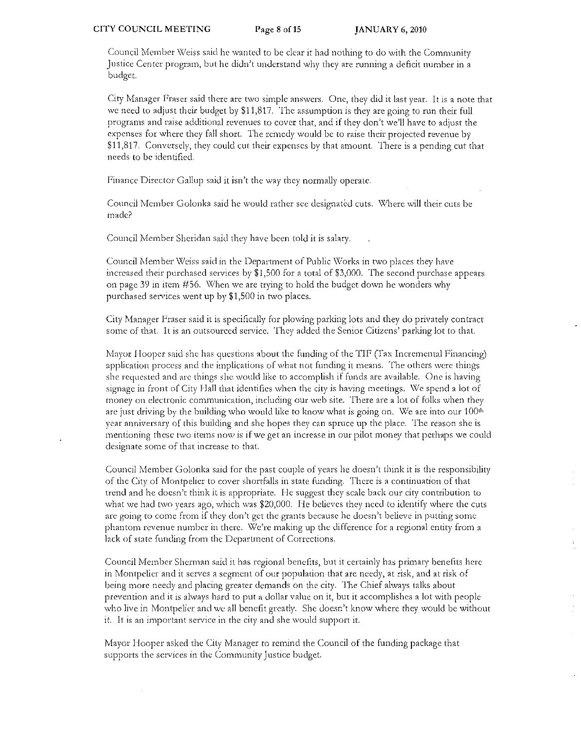Council Member Weiss said he wanted to be clear it had nothing to do with the Community Justice Center program, but he didn't understand why they are running a deficit number in a budget.

City Manager Fraser said there are two simple answers. One, they did it last year. It is a note that we need to adjust their budget by $11,817. The assumption is they are going to run their full programs and raise additional revenues to cover that, and if they don't we'll have to adjust the expenses for where they fall short. The remedy would be to raise their projected revenue by $11,817. Conversely, they could cut their expenses by that amount. There is a pending cut that needs to be identified.

Finance Director Gallup said it isn't the way they normally operate.

Council Member Golonka said he would rather see designated cuts. Where will their cuts be made?

Council Member Sheridan said they have been told it is salary.

Council Member Weiss said in the Department of Public Works in two places they have increased their purchased services by $1,500 for a total of $3,000. The second purchase appears on page 39 in item #56. When we are trying to hold the budget down he wonders why purchased services went up by $1,500 in two places.

City Manager Fraser said it is specifically for plowing parking lots and they do privately contract some of that. It is an outsourced service. They added the Senior Citizens' parking lot to that.

Mayor Hooper said she has questions about the funding of the TIF (Tax Incremental Financing) application process and the implications of what not funding it means. The others were things she requested and are things she would like to accomplish if funds are available. One is having signage in front of City Hall that identifies when the city is having meetings. We spend a lot of money on electronic communication, including our web site. There are a lot of folks when they are just driving by the building who would like to know what is going on. We are into our 100th year anniversary of this building and she hopes they can spruce up the place. The reason she is mentioning these two items now is if we get an increase in our pilot money that perhaps we could designate some of that increase to that.

Council Member Golonka said for the past couple of years he doesn't think it is the responsibility of the City of Montpelier to cover shortfalls in state funding. There is a continuation of that trend and he doesn't think it is appropriate. He suggest they scale back our city contribution to what we had two years ago, which was $20,000. He believes they need to identify where the cuts are going to come from if they don't get the grants because he doesn't believe in putting some phantom revenue number in there. We're making up the difference for a regional entity from a lack of state funding from the Department of Corrections.

Council Member Sherman said it has regional benefits, but it certainly has primary benefits here in Montpelier and it serves a segment of our population that are needy, at risk, and at risk of being more needy and placing greater demands on the city. The Chief always talks about prevention and it is always hard to put a dollar value on it, but it accomplishes a lot with people who live in Montpelier and we all benefit greatly. She doesn't know where they would be without it. It is an important service in the city and she would support it.

Mayor Hooper asked the City Manager to remind the Council of the funding package that supports the services in the Community Justice budget.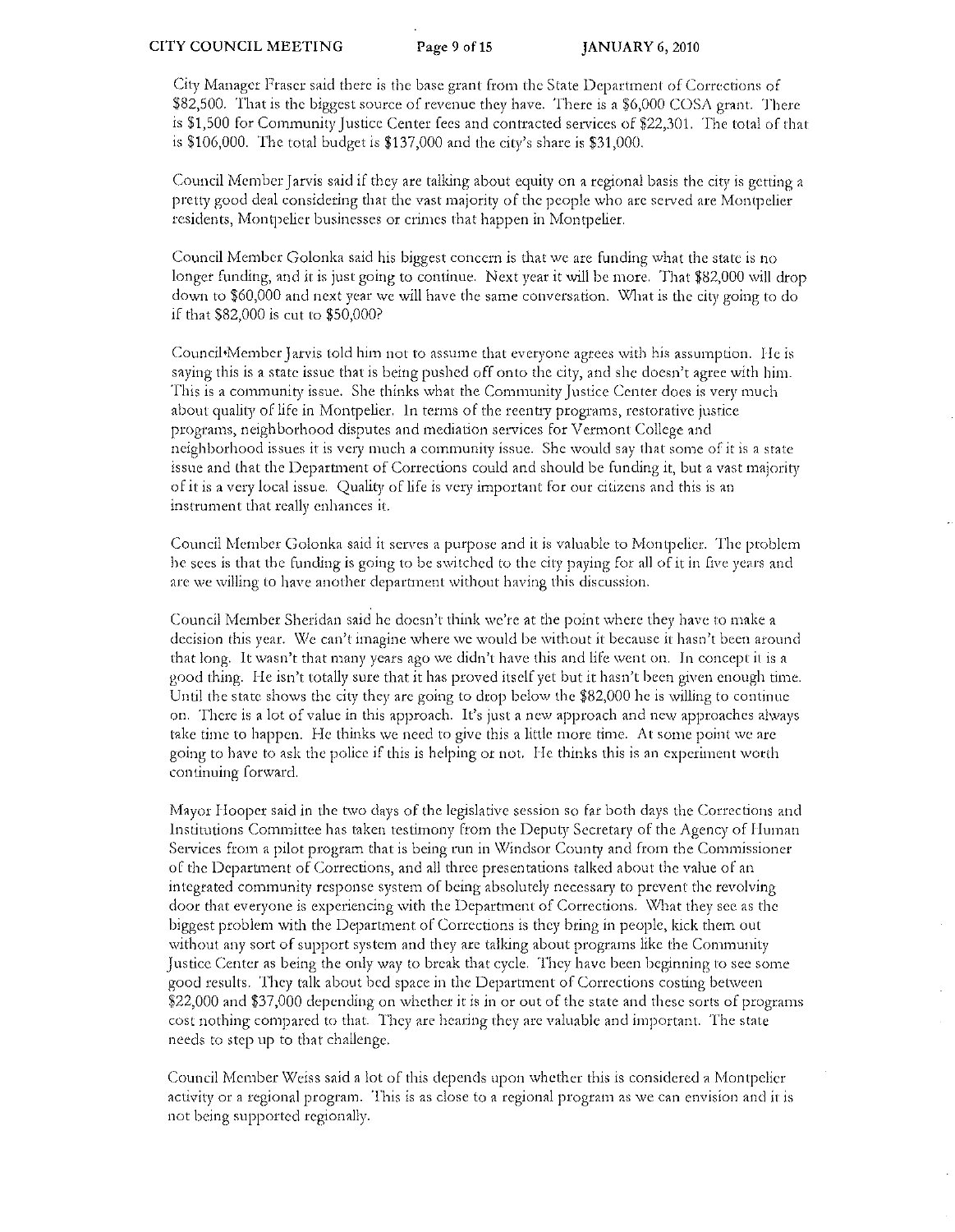City Manager Fraser said there is the base grant from the State Department of Corrections of $82,500. That is the biggest source of revenue they have. There is a $6,000 COSA grant. There is $1,500 for Community Justice Center fees and contracted services of $22,301. The total of that is $106,000. The total budget is $137,000 and the city's share is $31,000.

Council Member Jarvis said if they are talking about equity on a regional basis the city is getting a pretty good deal considering that the vast majority of the people who are served are Montpelier residents, Montpelier businesses or crimes that happen in Montpelier.

Council Member Golonka said his biggest concern is that we are funding what the state is no longer funding, and it is just going to continue. Next year it will be more. That $82,000 will drop down to $60,000 and next year we will have the same conversation. What is the city going to do if that $82,000 is cut to $50,000?

Council Member Jarvis told him not to assume that everyone agrees with his assumption. He is saying this is a state issue that is being pushed off onto the city, and she doesn't agree with him. This is a community issue. She thinks what the Community Justice Center does is very much about quality of life in Montpelier. In terms of the reentry programs, restorative justice programs, neighborhood disputes and mediation services for Vermont College and neighborhood issues it is very much a community issue. She would say that some of it is a state issue and that the Department of Corrections could and should be funding it, but a vast majority of it is a very local issue. Quality of life is very important for our citizens and this is an instrument that really enhances it.

Council Member Golonka said it serves a purpose and it is valuable to Montpelier. The problem he sees is that the funding is going to be switched to the city paying for all of it in five years and are we willing to have another department without having this discussion.

Council Member Sheridan said he doesn't think we're at the point where they have to make a decision this year. We can't imagine where we would be without it because it hasn't been around that long. It wasn't that many years ago we didn't have this and life went on. In concept it is a good thing. He isn't totally sure that it has proved itself yet but it hasn't been given enough time. Until the state shows the city they are going to drop below the $82,000 he is willing to continue on. There is a lot of value in this approach. It's just a new approach and new approaches always take time to happen. He thinks we need to give this a little more time. At some point we are going to have to ask the police if this is helping or not. He thinks this is an experiment worth continuing forward.

Mayor Hooper said in the two days of the legislative session so far both days the Corrections and Institutions Committee has taken testimony from the Deputy Secretary of the Agency of Human Services from a pilot program that is being run in Windsor County and from the Commissioner of the Department of Corrections, and all three presentations talked about the value of an integrated community response system of being absolutely necessary to prevent the revolving door that everyone is experiencing with the Department of Corrections. What they see as the biggest problem with the Department of Corrections is they bring in people, kick them out without any sort of support system and they are talking about programs like the Community Justice Center as being the only way to break that cycle. They have been beginning to see some good results. They talk about bed space in the Department of Corrections costing between $22,000 and $37,000 depending on whether it is in or out of the state and these sorts of programs cost nothing compared to that. They are hearing they are valuable and important. The state needs to step up to that challenge.

Council Member Weiss said a lot of this depends upon whether this is considered a Montpelier activity or a regional program. This is as close to a regional program as we can envision and it is not being supported regionally.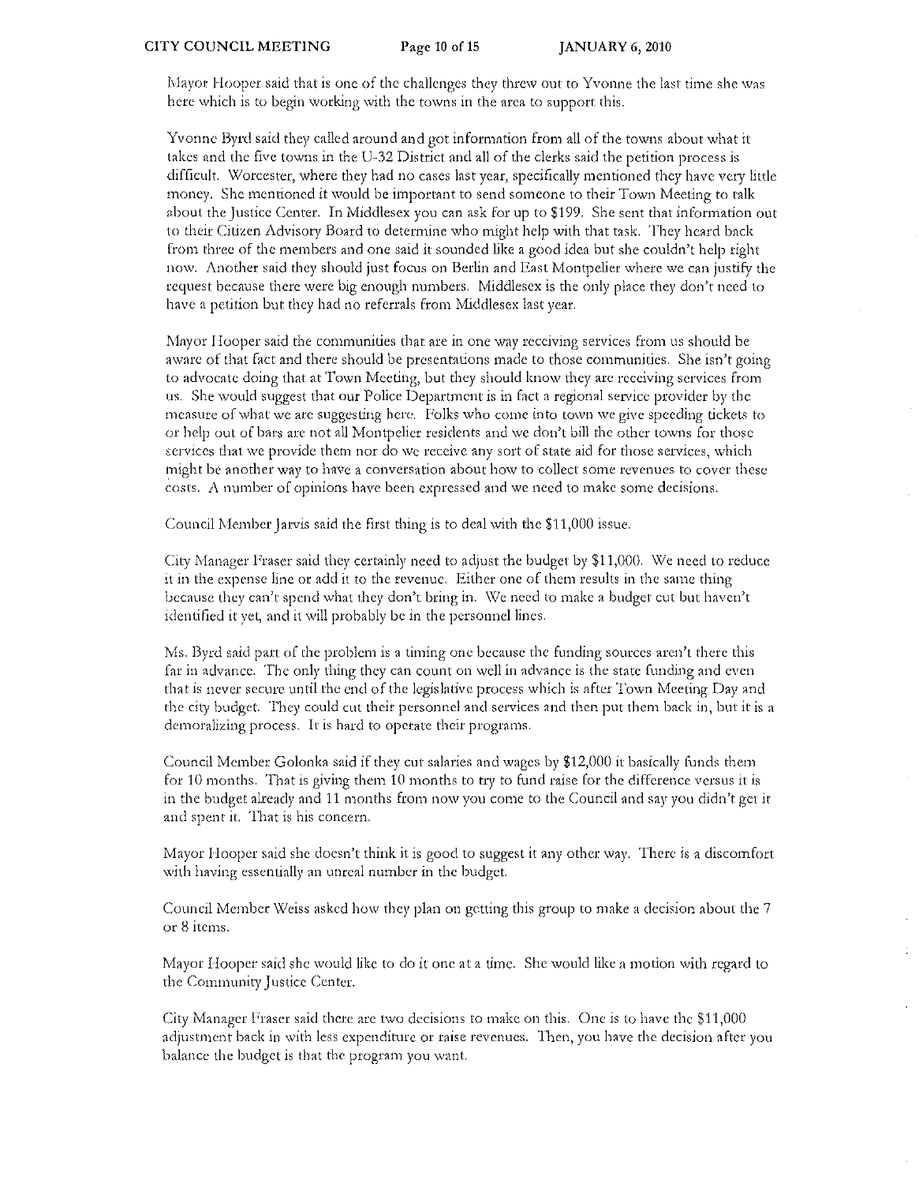Mayor Hooper said that is one of the challenges they threw out to Yvonne the last time she was here which is to begin working with the towns in the area to support this.

Yvonne Byrd said they called around and got information from all of the towns about what it takes and the five towns in the U-32 District and all of the clerks said the petition process is difficult. Worcester, where they had no cases last year, specifically mentioned they have very little money. She mentioned it would be important to send someone to their Town Meeting to talk about the Justice Center. In Middlesex you can ask for up to $199. She sent that information out to their Citizen Advisory Board to determine who might help with that task. They heard back from three of the members and one said it sounded like a good idea but she couldn't help right now. Another said they should just focus on Berlin and East Montpelier where we can justify the request because there were big enough numbers. Middlesex is the only place they don't need to have a petition but they had no referrals from Middlesex last year.

Mayor Hooper said the communities that are in one way receiving services from us should be aware of that fact and there should be presentations made to those communities. She isn't going to advocate doing that at Town Meeting, but they should know they are receiving services from us. She would suggest that our Police Department is in fact a regional service provider by the measure of what we are suggesting here. Folks who come into town we give speeding tickets to or help out of bars are not all Montpelier residents and we don't bill the other towns for those services that we provide them nor do we receive any sort of state aid for those services, which might be another way to have a conversation about how to collect some revenues to cover these costs. A number of opinions have been expressed and we need to make some decisions.

Council Member Jarvis said the first thing is to deal with the $11,000 issue.

City Manager Fraser said they certainly need to adjust the budget by $11,000. We need to reduce it in the expense line or add it to the revenue. Either one of them results in the same thing because they can't spend what they don't bring in. We need to make a budget cut but haven't identified it yet, and it will probably be in the personnel lines.

Ms. Byrd said part of the problem is a timing one because the funding sources aren't there this far in advance. The only thing they can count on well in advance is the state funding and even that is never secure until the end of the legislative process which is after Town Meeting Day and the city budget. They could cut their personnel and services and then put them back in, but it is a demoralizing process. It is hard to operate their programs.

Council Member Golonka said if they cut salaries and wages by $12,000 it basically funds them for 10 months. That is giving them 10 months to try to fund raise for the difference versus it is in the budget already and 11 months from now you come to the Council and say you didn't get it and spent it. That is his concern.

Mayor Hooper said she doesn't think it is good to suggest it any other way. There is a discomfort with having essentially an unreal number in the budget.

Council Member Weiss asked how they plan on getting this group to make a decision about the 7 or 8 items.

Mayor Hooper said she would like to do it one at a time. She would like a motion with regard to the Community Justice Center.

City Manager Fraser said there are two decisions to make on this. One is to have the $11,000 adjustment back in with less expenditure or raise revenues. Then, you have the decision after you balance the budget is that the program you want.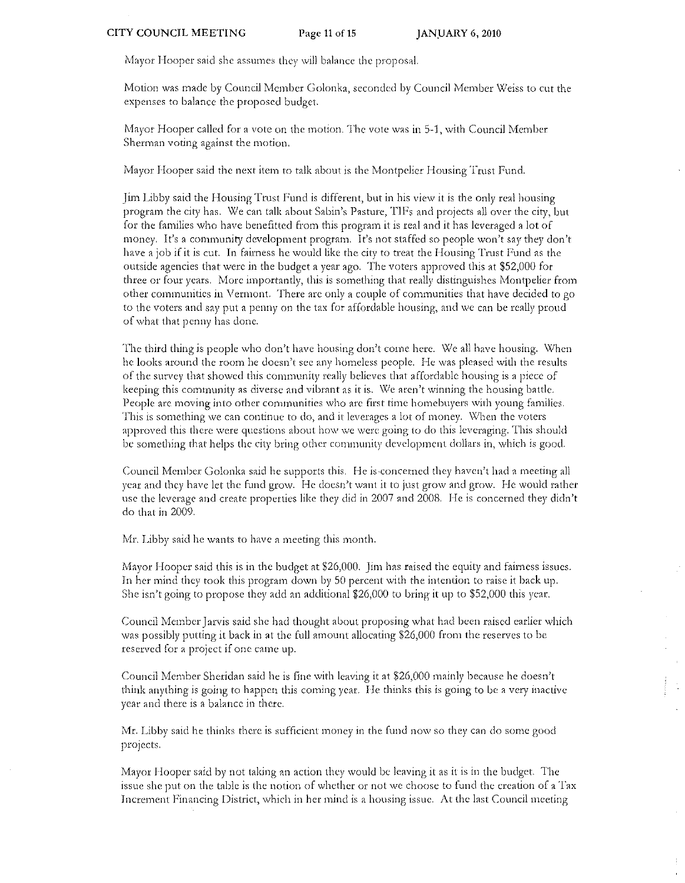Mayor Hooper said she assumes they will balance the proposal.

Motion was made by Council Member Golonka, seconded by Council Member Weiss to cut the expenses to balance the proposed budget.

Mayor Hooper called for a vote on the motion. The vote was in 5-1, with Council Member Sherman voting against the motion.

Mayor Hooper said the next item to talk about is the Montpelier Housing Trust Fund.

Jim Libby said the Housing Trust Fund is different, but in his view it is the only real housing program the city has. We can talk about Sabin's Pasture, TIFs and projects all over the city, but for the families who have benefitted from this program it is real and it has leveraged a lot of money. It's a community development program. It's not staffed so people won't say they don't have a job if it is cut. In fairness he would like the city to treat the Housing Trust Fund as the outside agencies that were in the budget a year ago. The voters approved this at $52,000 for three or four years. More importantly, this is something that really distinguishes Montpelier from other communities in Vermont. There are only a couple of communities that have decided to go to the voters and say put a penny on the tax for affordable housing, and we can be really proud of what that penny has done.

The third thing is people who don't have housing don't come here. We all have housing. When he looks around the room he doesn't see any homeless people. He was pleased with the results of the survey that showed this community really believes that affordable housing is a piece of keeping this community as diverse and vibrant as it is. We aren't winning the housing battle. People are moving into other communities who are first time homebuyers with young families. This is something we can continue to do, and it leverages a lot of money. When the voters approved this there were questions about how we were going to do this leveraging. This should be something that helps the city bring other community development dollars in, which is good.

Council Member Golonka said he supports this. He is concerned they haven't had a meeting all year and they have let the fund grow. He doesn't want it to just grow and grow. He would rather use the leverage and create properties like they did in 2007 and 2008. He is concerned they didn't do that in 2009.

Mr. Libby said he wants to have a meeting this month.

Mayor Hooper said this is in the budget at $26,000. Jim has raised the equity and fairness issues. In her mind they took this program down by 50 percent with the intention to raise it back up. She isn't going to propose they add an additional $26,000 to bring it up to $52,000 this year.

Council Member Jarvis said she had thought about proposing what had been raised earlier which was possibly putting it back in at the full amount allocating $26,000 from the reserves to be reserved for a project if one came up.

Council Member Sheridan said he is fine with leaving it at $26,000 mainly because he doesn't think anything is going to happen this coming year. He thinks this is going to be a very inactive year and there is a balance in there.

Mr. Libby said he thinks there is sufficient money in the fund now so they can do some good projects.

Mayor Hooper said by not taking an action they would be leaving it as it is in the budget. The issue she put on the table is the notion of whether or not we choose to fund the creation of a Tax Increment Financing District, which in her mind is a housing issue. At the last Council meeting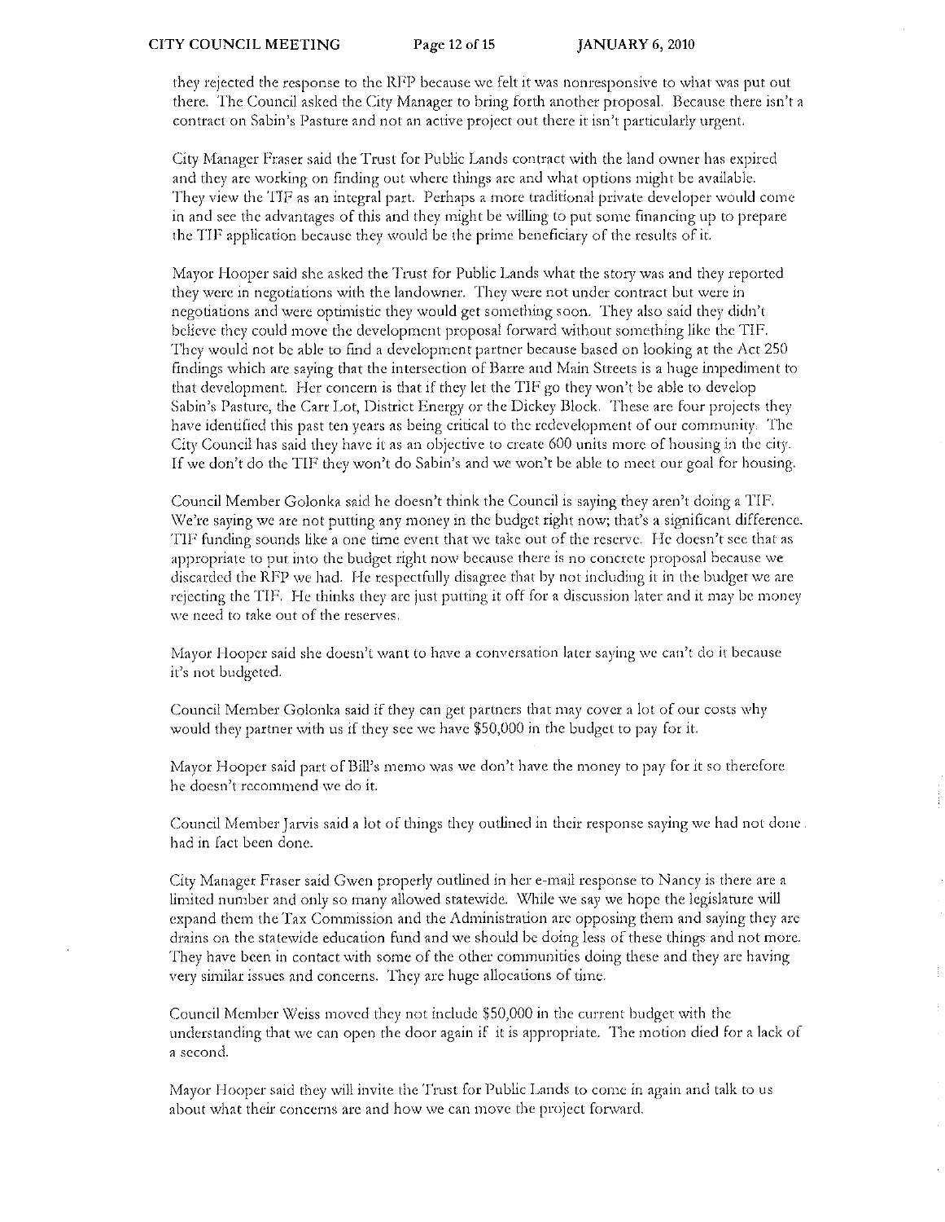they rejected the response to the RFP because we felt it was nonresponsive to what was put out there. The Council asked the City Manager to bring forth another proposal. Because there isn't a contract on Sabin's Pasture and not an active project out there it isn't particularly urgent.

City Manager Fraser said the Trust for Public Lands contract with the land owner has expired and they are working on finding out where things are and what options might be available. They view the TIF as an integral part. Perhaps a more traditional private developer would come in and see the advantages of this and they might be willing to put some financing up to prepare the TIF application because they would be the prime beneficiary of the results of it.

Mayor Hooper said she asked the Trust for Public Lands what the story was and they reported they were in negotiations with the landowner. They were not under contract but were in negotiations and were optimistic they would get something soon. They also said they didn't believe they could move the development proposal forward without something like the TIF. They would not be able to find a development partner because based on looking at the Act 250 findings which are saying that the intersection of Barre and Main Streets is a huge impediment to that development. Her concern is that if they let the TIF go they won't be able to develop Sabin's Pasture, the Carr Lot, District Energy or the Dickey Block. These are four projects they have identified this past ten years as being critical to the redevelopment of our community. The City Council has said they have it as an objective to create 600 units more of housing in the city. If we don't do the TIF they won't do Sabin's and we won't be able to meet our goal for housing.

Council Member Golonka said he doesn't think the Council is saying they aren't doing a TIF. We're saying we are not putting any money in the budget right now; that's a significant difference. TIF funding sounds like a one time event that we take out of the reserve. He doesn't see that as appropriate to put into the budget right now because there is no concrete proposal because we discarded the RFP we had. He respectfully disagree that by not including it in the budget we are rejecting the TIF. He thinks they are just putting it off for a discussion later and it may be money we need to take out of the reserves.

Mayor Hooper said she doesn't want to have a conversation later saying we can't do it because it's not budgeted.

Council Member Golonka said if they can get partners that may cover a lot of our costs why would they partner with us if they see we have $50,000 in the budget to pay for it.

Mayor Hooper said part of Bill's memo was we don't have the money to pay for it so therefore he doesn't recommend we do it.

Council Member Jarvis said a lot of things they outlined in their response saying we had not done had in fact been done.

City Manager Fraser said Gwen properly outlined in her e-mail response to Nancy is there are a limited number and only so many allowed statewide. While we say we hope the legislature will expand them the Tax Commission and the Administration are opposing them and saying they are drains on the statewide education fund and we should be doing less of these things and not more. They have been in contact with some of the other communities doing these and they are having very similar issues and concerns. They are huge allocations of time.

Council Member Weiss moved they not include $50,000 in the current budget with the understanding that we can open the door again if it is appropriate. The motion died for a lack of a second.

Mayor Hooper said they will invite the Trust for Public Lands to come in again and talk to us about what their concerns are and how we can move the project forward.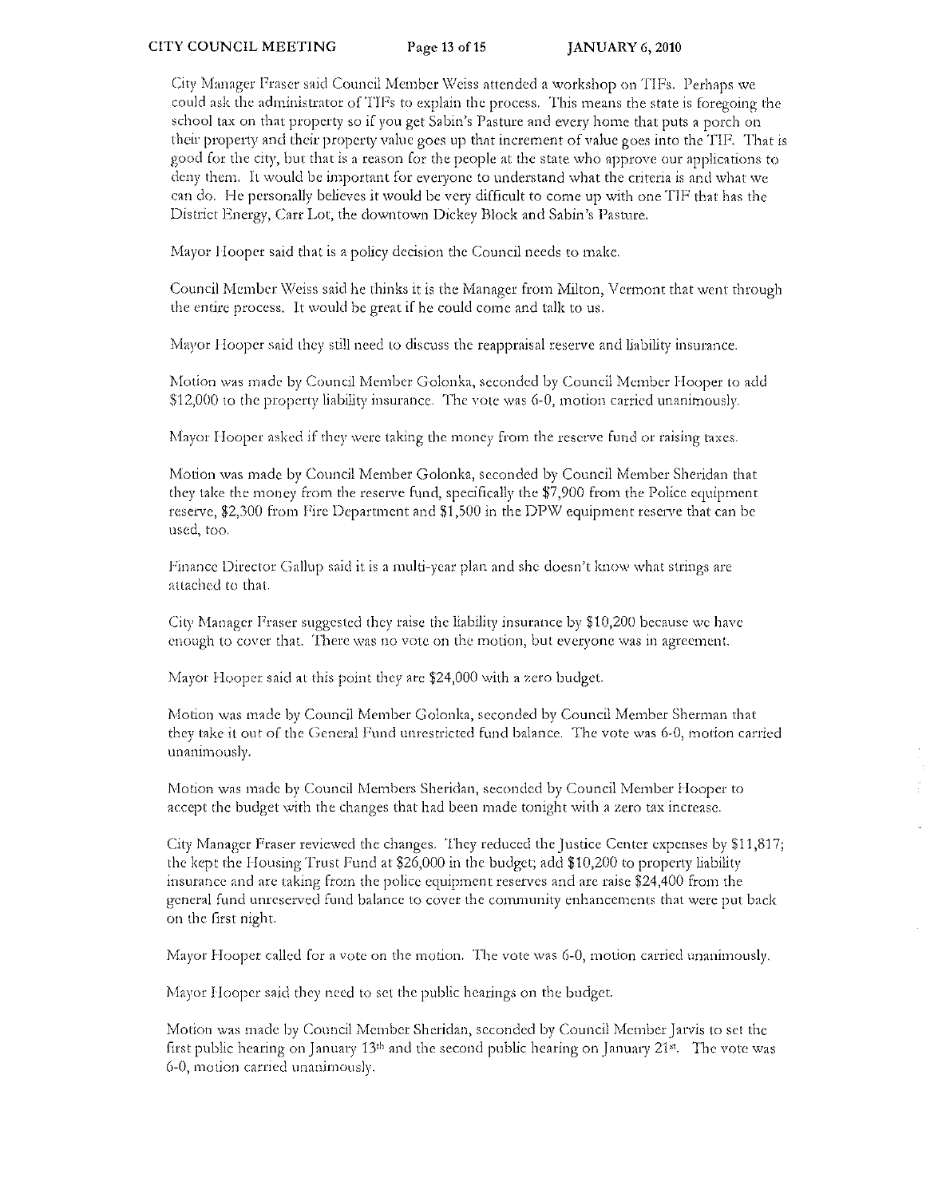City Manager Fraser said Council Member Weiss attended a workshop on TIFs. Perhaps we could ask the administrator of TIFs to explain the process. This means the state is foregoing the school tax on that property so if you get Sabin's Pasture and every home that puts a porch on their property and their property value goes up that increment of value goes into the TIF. That is good for the city, but that is a reason for the people at the state who approve our applications to deny them. It would be important for everyone to understand what the criteria is and what we can do. He personally believes it would be very difficult to come up with one TIF that has the District Energy, Carr Lot, the downtown Dickey Block and Sabin's Pasture.

Mayor Hooper said that is a policy decision the Council needs to make.

Council Member Weiss said he thinks it is the Manager from Milton, Vermont that went through the entire process. It would be great if he could come and talk to us.

Mayor Hooper said they still need to discuss the reappraisal reserve and liability insurance.

Motion was made by Council Member Golonka, seconded by Council Member Hooper to add $12,000 to the property liability insurance. The vote was 6-0, motion carried unanimously.

Mayor Hooper asked if they were taking the money from the reserve fund or raising taxes.

Motion was made by Council Member Golonka, seconded by Council Member Sheridan that they take the money from the reserve fund, specifically the $7,900 from the Police equipment reserve, $2,300 from Fire Department and $1,500 in the DPW equipment reserve that can be used, too.

Finance Director Gallup said it is a multi-year plan and she doesn't know what strings are attached to that.

City Manager Fraser suggested they raise the liability insurance by $10,200 because we have enough to cover that. There was no vote on the motion, but everyone was in agreement.

Mayor Hooper said at this point they are $24,000 with a zero budget.

Motion was made by Council Member Golonka, seconded by Council Member Sherman that they take it out of the General Fund unrestricted fund balance. The vote was 6-0, motion carried unanimously.

Motion was made by Council Members Sheridan, seconded by Council Member Hooper to accept the budget with the changes that had been made tonight with a zero tax increase.

City Manager Fraser reviewed the changes. They reduced the Justice Center expenses by $11,817; the kept the Housing Trust Fund at $26,000 in the budget; add $10,200 to property liability insurance and are taking from the police equipment reserves and are raise $24,400 from the general fund unreserved fund balance to cover the community enhancements that were put back on the first night.

Mayor Hooper called for a vote on the motion. The vote was 6-0, motion carried unanimously.

Mayor Hooper said they need to set the public hearings on the budget.

Motion was made by Council Member Sheridan, seconded by Council Member Jarvis to set the first public hearing on January 13th and the second public hearing on January 21st. The vote was 6-0, motion carried unanimously.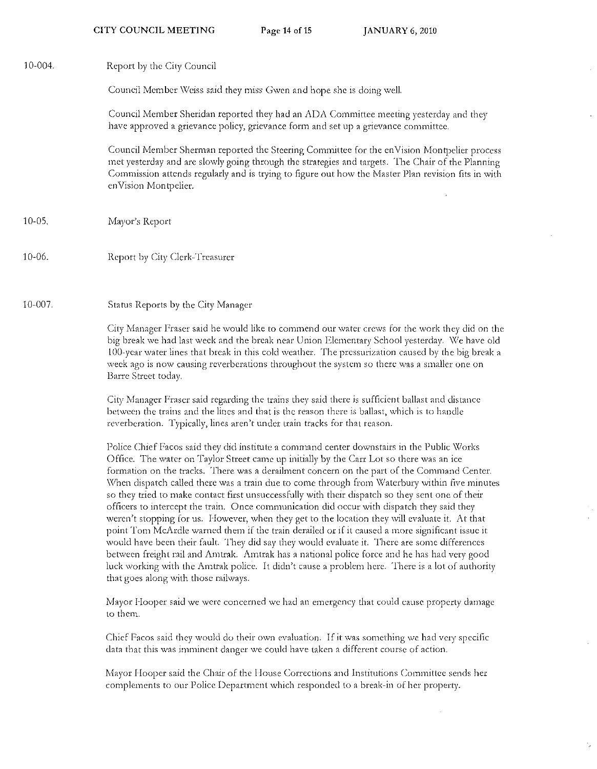10-004. Report by the City Council

Council Member Weiss said they miss Gwen and hope she is doing well.

Council Member Sheridan reported they had an ADA Committee meeting yesterday and they have approved a grievance policy, grievance form and set up a grievance committee.

Council Member Sherman reported the Steering Committee for the enVision Montpelier process met yesterday and are slowly going through the strategies and targets. The Chair of the Planning Commission attends regularly and is trying to figure out how the Master Plan revision fits in with enVision Montpelier.

10-05. Mayor's Report

10-06. Report by City Clerk-Treasurer

10-007. Status Reports by the City Manager

City Manager Fraser said he would like to commend our water crews for the work they did on the big break we had last week and the break near Union Elementary School yesterday. We have old 100-year water lines that break in this cold weather. The pressurization caused by the big break a week ago is now causing reverberations throughout the system so there was a smaller one on Barre Street today.

City Manager Fraser said regarding the trains they said there is sufficient ballast and distance between the trains and the lines and that is the reason there is ballast, which is to handle reverberation. Typically, lines aren't under train tracks for that reason.

Police Chief Facos said they did institute a command center downstairs in the Public Works Office. The water on Taylor Street came up initially by the Carr Lot so there was an ice formation on the tracks. There was a derailment concern on the part of the Command Center. When dispatch called there was a train due to come through from Waterbury within five minutes so they tried to make contact first unsuccessfully with their dispatch so they sent one of their officers to intercept the train. Once communication did occur with dispatch they said they weren't stopping for us. However, when they get to the location they will evaluate it. At that point Tom McArdle warned them if the train derailed or if it caused a more significant issue it would have been their fault. They did say they would evaluate it. There are some differences between freight rail and Amtrak. Amtrak has a national police force and he has had very good luck working with the Amtrak police. It didn't cause a problem here. There is a lot of authority that goes along with those railways.

Mayor Hooper said we were concerned we had an emergency that could cause property damage to them.

Chief Facos said they would do their own evaluation. If it was something we had very specific data that this was imminent danger we could have taken a different course of action.

Mayor Hooper said the Chair of the House Corrections and Institutions Committee sends her complements to our Police Department which responded to a break-in of her property.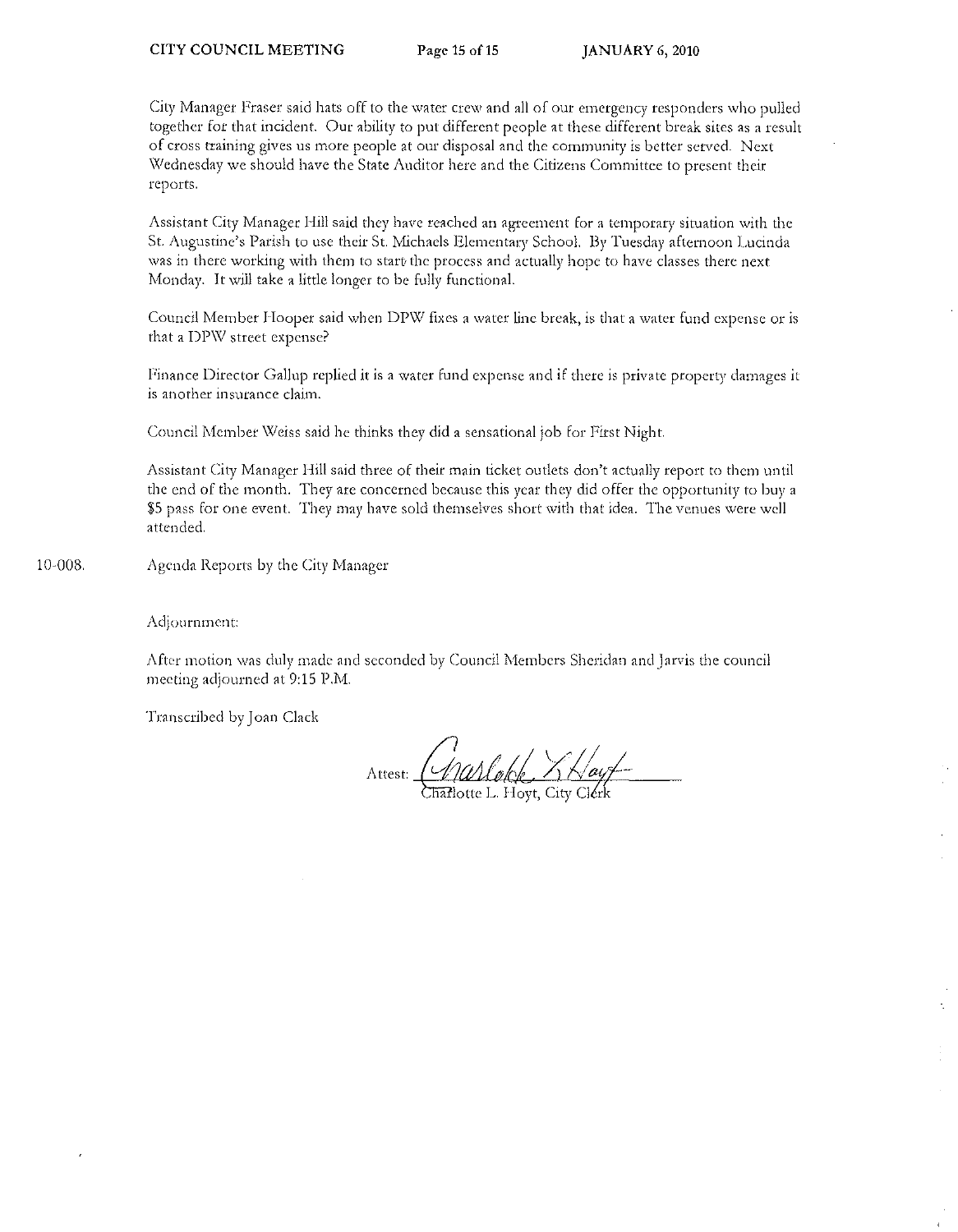City Manager Fraser said hats off to the water crew and all of our emergency responders who pulled together for that incident. Our ability to put different people at these different break sites as a result of cross training gives us more people at our disposal and the community is better served. Next Wednesday we should have the State Auditor here and the Citizens Committee to present their reports.

Assistant City Manager Hill said they have reached an agreement for a temporary situation with the St. Augustine's Parish to use their St. Michaels Elementary School. By Tuesday afternoon Lucinda was in there working with them to start the process and actually hope to have classes there next Monday. It will take a little longer to be fully functional.

Council Member Hooper said when DPW fixes a water line break, is that a water fund expense or is that a DPW street expense?

Finance Director Gallup replied it is a water fund expense and if there is private property damages it is another insurance claim.

Council Member Weiss said he thinks they did a sensational job for First Night.

Assistant City Manager Hill said three of their main ticket outlets don't actually report to them until the end of the month. They are concerned because this year they did offer the opportunity to buy a $5 pass for one event. They may have sold themselves short with that idea. The venues were well attended.

10-008. Agenda Reports by the City Manager

Adjournment:

After motion was duly made and seconded by Council Members Sheridan and Jarvis the council meeting adjourned at 9:15 P.M.

Transcribed by Joan Clack

Attest: Charlotte L. Hoyt

Charlotte L. Hoyt, City Clerk